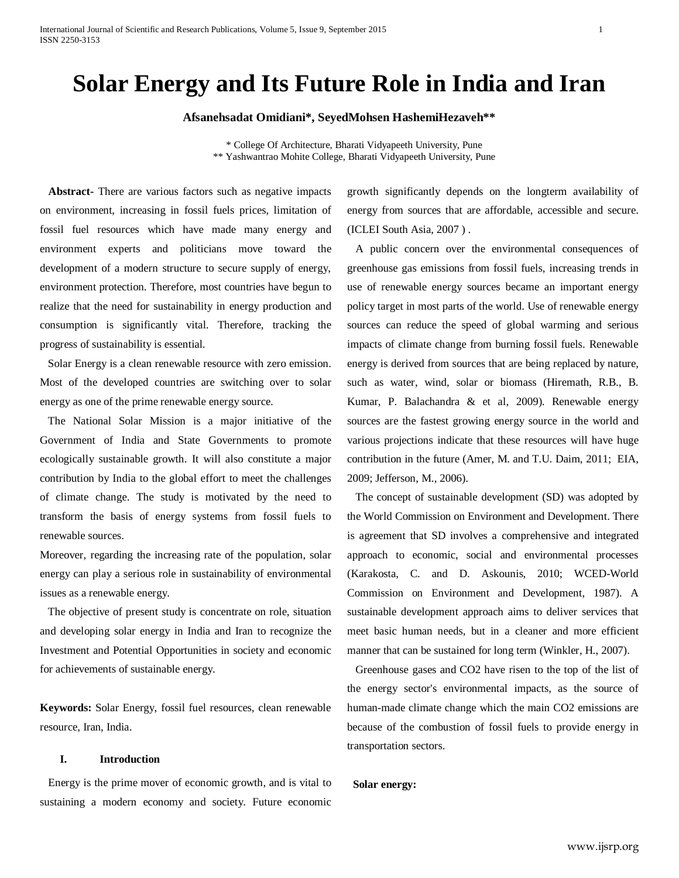# Solar Energy and Its Future Role in India and Iran

**Afsanehsadat Omidiani\*, SeyedMohsen HashemiHezaveh\*\***

\* College Of Architecture, Bharati Vidyapeeth University, Pune
\*\* Yashwantrao Mohite College, Bharati Vidyapeeth University, Pune

**Abstract-** There are various factors such as negative impacts on environment, increasing in fossil fuels prices, limitation of fossil fuel resources which have made many energy and environment experts and politicians move toward the development of a modern structure to secure supply of energy, environment protection. Therefore, most countries have begun to realize that the need for sustainability in energy production and consumption is significantly vital. Therefore, tracking the progress of sustainability is essential.

Solar Energy is a clean renewable resource with zero emission. Most of the developed countries are switching over to solar energy as one of the prime renewable energy source.

The National Solar Mission is a major initiative of the Government of India and State Governments to promote ecologically sustainable growth. It will also constitute a major contribution by India to the global effort to meet the challenges of climate change. The study is motivated by the need to transform the basis of energy systems from fossil fuels to renewable sources.

Moreover, regarding the increasing rate of the population, solar energy can play a serious role in sustainability of environmental issues as a renewable energy.

The objective of present study is concentrate on role, situation and developing solar energy in India and Iran to recognize the Investment and Potential Opportunities in society and economic for achievements of sustainable energy.

**Keywords:** Solar Energy, fossil fuel resources, clean renewable resource, Iran, India.

## I. Introduction

Energy is the prime mover of economic growth, and is vital to sustaining a modern economy and society. Future economic growth significantly depends on the longterm availability of energy from sources that are affordable, accessible and secure. (ICLEI South Asia, 2007 ) .

A public concern over the environmental consequences of greenhouse gas emissions from fossil fuels, increasing trends in use of renewable energy sources became an important energy policy target in most parts of the world. Use of renewable energy sources can reduce the speed of global warming and serious impacts of climate change from burning fossil fuels. Renewable energy is derived from sources that are being replaced by nature, such as water, wind, solar or biomass (Hiremath, R.B., B. Kumar, P. Balachandra & et al, 2009). Renewable energy sources are the fastest growing energy source in the world and various projections indicate that these resources will have huge contribution in the future (Amer, M. and T.U. Daim, 2011; EIA, 2009; Jefferson, M., 2006).

The concept of sustainable development (SD) was adopted by the World Commission on Environment and Development. There is agreement that SD involves a comprehensive and integrated approach to economic, social and environmental processes (Karakosta, C. and D. Askounis, 2010; WCED-World Commission on Environment and Development, 1987). A sustainable development approach aims to deliver services that meet basic human needs, but in a cleaner and more efficient manner that can be sustained for long term (Winkler, H., 2007).

Greenhouse gases and $CO_2$ have risen to the top of the list of the energy sector's environmental impacts, as the source of human-made climate change which the main $CO_2$ emissions are because of the combustion of fossil fuels to provide energy in transportation sectors.

**Solar energy:**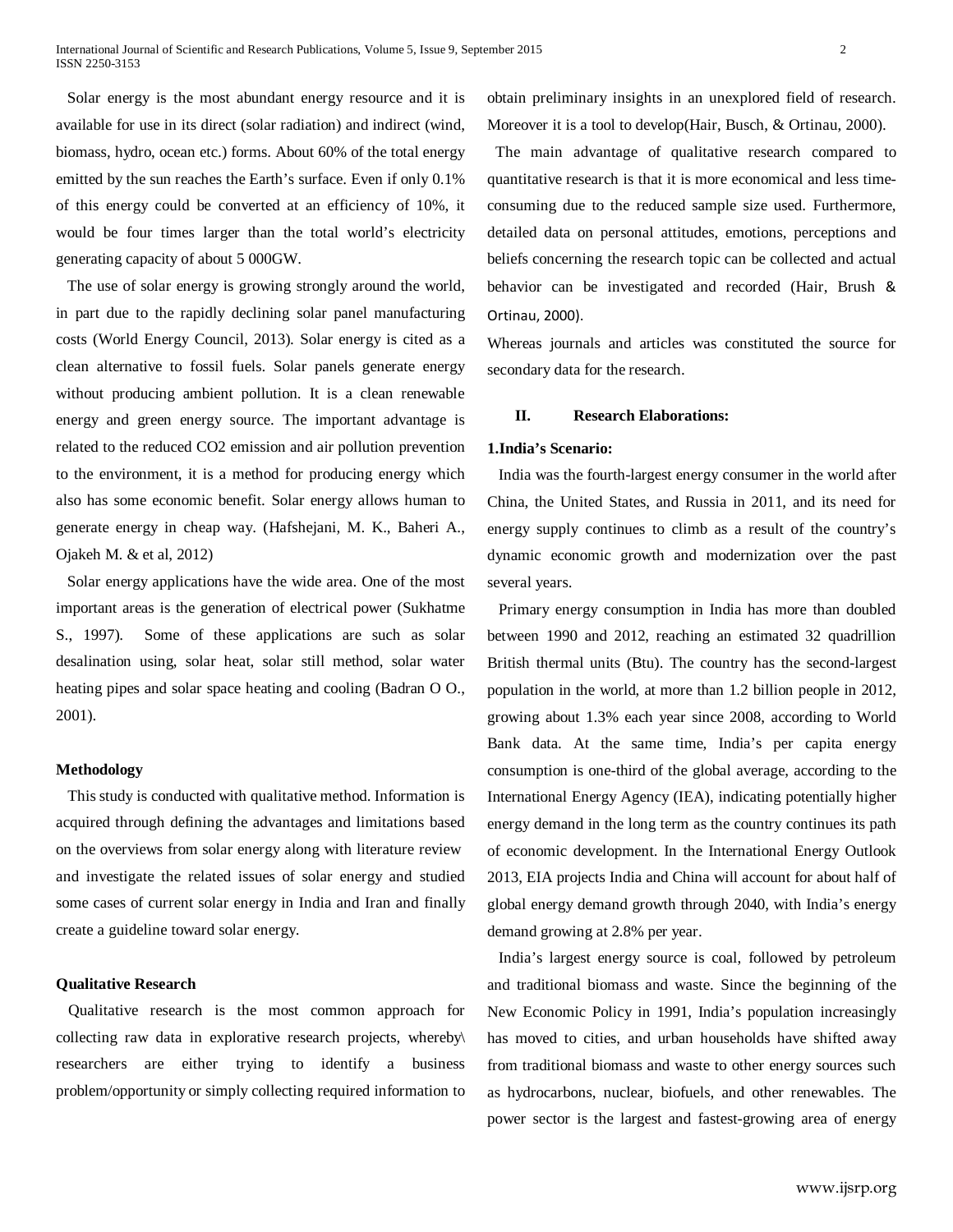Solar energy is the most abundant energy resource and it is available for use in its direct (solar radiation) and indirect (wind, biomass, hydro, ocean etc.) forms. About 60% of the total energy emitted by the sun reaches the Earth's surface. Even if only 0.1% of this energy could be converted at an efficiency of 10%, it would be four times larger than the total world's electricity generating capacity of about 5 000GW.

The use of solar energy is growing strongly around the world, in part due to the rapidly declining solar panel manufacturing costs (World Energy Council, 2013). Solar energy is cited as a clean alternative to fossil fuels. Solar panels generate energy without producing ambient pollution. It is a clean renewable energy and green energy source. The important advantage is related to the reduced CO2 emission and air pollution prevention to the environment, it is a method for producing energy which also has some economic benefit. Solar energy allows human to generate energy in cheap way. (Hafshejani, M. K., Baheri A., Ojakeh M. & et al, 2012)

Solar energy applications have the wide area. One of the most important areas is the generation of electrical power (Sukhatme S., 1997). Some of these applications are such as solar desalination using, solar heat, solar still method, solar water heating pipes and solar space heating and cooling (Badran O O., 2001).

#### Methodology

This study is conducted with qualitative method. Information is acquired through defining the advantages and limitations based on the overviews from solar energy along with literature review and investigate the related issues of solar energy and studied some cases of current solar energy in India and Iran and finally create a guideline toward solar energy.

#### Qualitative Research

Qualitative research is the most common approach for collecting raw data in explorative research projects, whereby\ researchers are either trying to identify a business problem/opportunity or simply collecting required information to obtain preliminary insights in an unexplored field of research. Moreover it is a tool to develop(Hair, Busch, & Ortinau, 2000).

The main advantage of qualitative research compared to quantitative research is that it is more economical and less time-consuming due to the reduced sample size used. Furthermore, detailed data on personal attitudes, emotions, perceptions and beliefs concerning the research topic can be collected and actual behavior can be investigated and recorded (Hair, Brush & Ortinau, 2000).

Whereas journals and articles was constituted the source for secondary data for the research.

## II. Research Elaborations:

#### 1.India's Scenario:

India was the fourth-largest energy consumer in the world after China, the United States, and Russia in 2011, and its need for energy supply continues to climb as a result of the country's dynamic economic growth and modernization over the past several years.

Primary energy consumption in India has more than doubled between 1990 and 2012, reaching an estimated 32 quadrillion British thermal units (Btu). The country has the second-largest population in the world, at more than 1.2 billion people in 2012, growing about 1.3% each year since 2008, according to World Bank data. At the same time, India's per capita energy consumption is one-third of the global average, according to the International Energy Agency (IEA), indicating potentially higher energy demand in the long term as the country continues its path of economic development. In the International Energy Outlook 2013, EIA projects India and China will account for about half of global energy demand growth through 2040, with India's energy demand growing at 2.8% per year.

India's largest energy source is coal, followed by petroleum and traditional biomass and waste. Since the beginning of the New Economic Policy in 1991, India's population increasingly has moved to cities, and urban households have shifted away from traditional biomass and waste to other energy sources such as hydrocarbons, nuclear, biofuels, and other renewables. The power sector is the largest and fastest-growing area of energy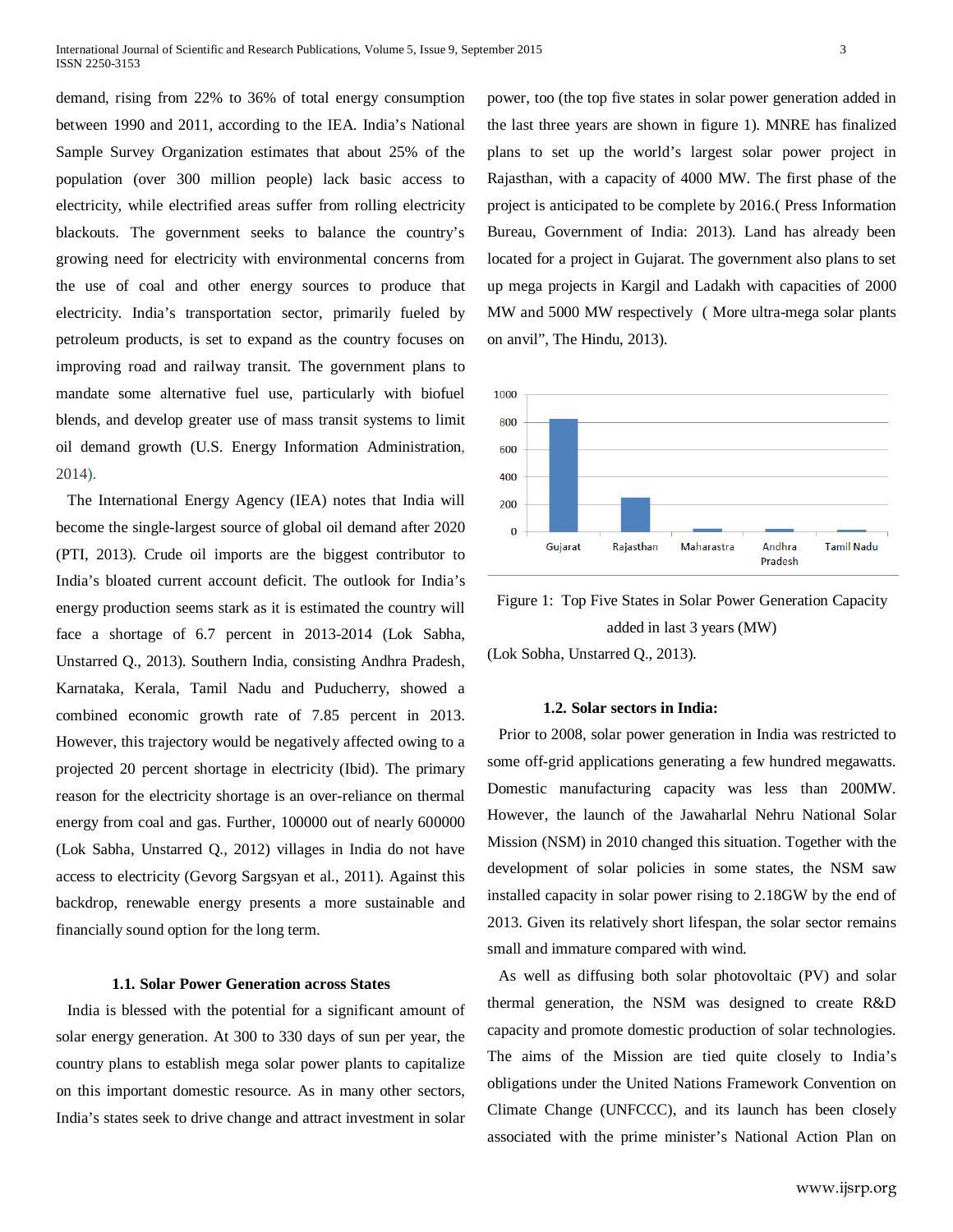demand, rising from 22% to 36% of total energy consumption between 1990 and 2011, according to the IEA. India's National Sample Survey Organization estimates that about 25% of the population (over 300 million people) lack basic access to electricity, while electrified areas suffer from rolling electricity blackouts. The government seeks to balance the country's growing need for electricity with environmental concerns from the use of coal and other energy sources to produce that electricity. India's transportation sector, primarily fueled by petroleum products, is set to expand as the country focuses on improving road and railway transit. The government plans to mandate some alternative fuel use, particularly with biofuel blends, and develop greater use of mass transit systems to limit oil demand growth (U.S. Energy Information Administration, 2014).

The International Energy Agency (IEA) notes that India will become the single-largest source of global oil demand after 2020 (PTI, 2013). Crude oil imports are the biggest contributor to India's bloated current account deficit. The outlook for India's energy production seems stark as it is estimated the country will face a shortage of 6.7 percent in 2013-2014 (Lok Sabha, Unstarred Q., 2013). Southern India, consisting Andhra Pradesh, Karnataka, Kerala, Tamil Nadu and Puducherry, showed a combined economic growth rate of 7.85 percent in 2013. However, this trajectory would be negatively affected owing to a projected 20 percent shortage in electricity (Ibid). The primary reason for the electricity shortage is an over-reliance on thermal energy from coal and gas. Further, 100000 out of nearly 600000 (Lok Sabha, Unstarred Q., 2012) villages in India do not have access to electricity (Gevorg Sargsyan et al., 2011). Against this backdrop, renewable energy presents a more sustainable and financially sound option for the long term.

### 1.1. Solar Power Generation across States

India is blessed with the potential for a significant amount of solar energy generation. At 300 to 330 days of sun per year, the country plans to establish mega solar power plants to capitalize on this important domestic resource. As in many other sectors, India's states seek to drive change and attract investment in solar power, too (the top five states in solar power generation added in the last three years are shown in figure 1). MNRE has finalized plans to set up the world's largest solar power project in Rajasthan, with a capacity of 4000 MW. The first phase of the project is anticipated to be complete by 2016.( Press Information Bureau, Government of India: 2013). Land has already been located for a project in Gujarat. The government also plans to set up mega projects in Kargil and Ladakh with capacities of 2000 MW and 5000 MW respectively ( More ultra-mega solar plants on anvil", The Hindu, 2013).

1000
800
600
400
200
0
Gujarat
Rajasthan
Maharastra
Andhra Pradesh
Tamil Nadu

Figure 1: Top Five States in Solar Power Generation Capacity added in last 3 years (MW)

(Lok Sobha, Unstarred Q., 2013).

### 1.2. Solar sectors in India:

Prior to 2008, solar power generation in India was restricted to some off-grid applications generating a few hundred megawatts. Domestic manufacturing capacity was less than 200MW. However, the launch of the Jawaharlal Nehru National Solar Mission (NSM) in 2010 changed this situation. Together with the development of solar policies in some states, the NSM saw installed capacity in solar power rising to 2.18GW by the end of 2013. Given its relatively short lifespan, the solar sector remains small and immature compared with wind.

As well as diffusing both solar photovoltaic (PV) and solar thermal generation, the NSM was designed to create R&D capacity and promote domestic production of solar technologies. The aims of the Mission are tied quite closely to India's obligations under the United Nations Framework Convention on Climate Change (UNFCCC), and its launch has been closely associated with the prime minister's National Action Plan on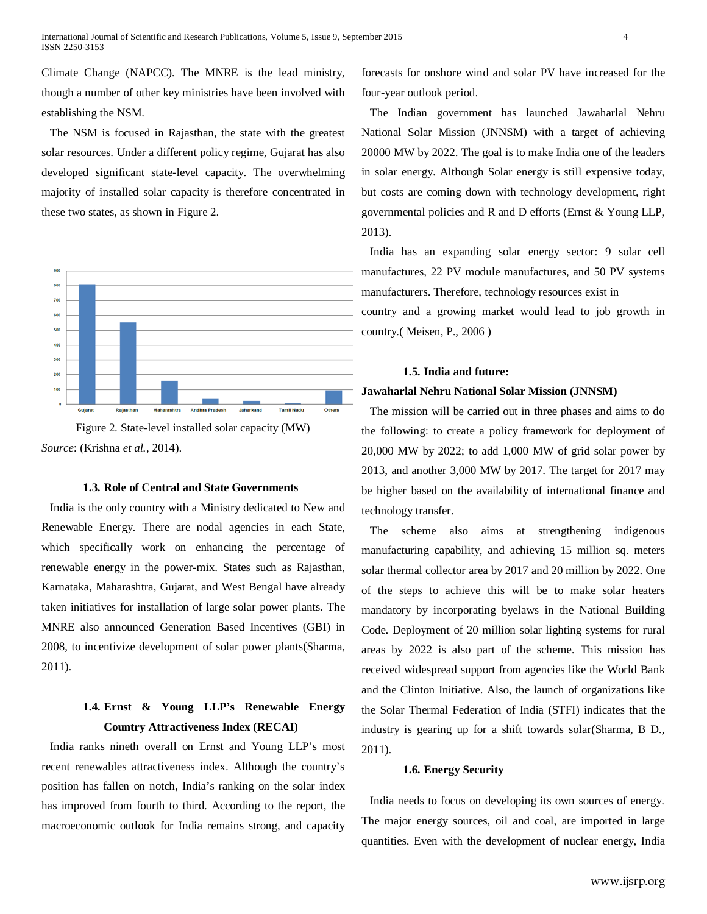Climate Change (NAPCC). The MNRE is the lead ministry, though a number of other key ministries have been involved with establishing the NSM.

The NSM is focused in Rajasthan, the state with the greatest solar resources. Under a different policy regime, Gujarat has also developed significant state-level capacity. The overwhelming majority of installed solar capacity is therefore concentrated in these two states, as shown in Figure 2.

Figure 2. State-level installed solar capacity (MW)

*Source*: (Krishna *et al.*, 2014).

### 1.3. Role of Central and State Governments

India is the only country with a Ministry dedicated to New and Renewable Energy. There are nodal agencies in each State, which specifically work on enhancing the percentage of renewable energy in the power-mix. States such as Rajasthan, Karnataka, Maharashtra, Gujarat, and West Bengal have already taken initiatives for installation of large solar power plants. The MNRE also announced Generation Based Incentives (GBI) in 2008, to incentivize development of solar power plants(Sharma, 2011).

### 1.4. Ernst & Young LLP's Renewable Energy Country Attractiveness Index (RECAI)

India ranks nineth overall on Ernst and Young LLP's most recent renewables attractiveness index. Although the country's position has fallen on notch, India's ranking on the solar index has improved from fourth to third. According to the report, the macroeconomic outlook for India remains strong, and capacity forecasts for onshore wind and solar PV have increased for the four-year outlook period.

The Indian government has launched Jawaharlal Nehru National Solar Mission (JNNSM) with a target of achieving 20000 MW by 2022. The goal is to make India one of the leaders in solar energy. Although Solar energy is still expensive today, but costs are coming down with technology development, right governmental policies and R and D efforts (Ernst & Young LLP, 2013).

India has an expanding solar energy sector: 9 solar cell manufactures, 22 PV module manufactures, and 50 PV systems manufacturers. Therefore, technology resources exist in country and a growing market would lead to job growth in country.( Meisen, P., 2006 )

### 1.5. India and future:

**Jawaharlal Nehru National Solar Mission (JNNSM)**

The mission will be carried out in three phases and aims to do the following: to create a policy framework for deployment of 20,000 MW by 2022; to add 1,000 MW of grid solar power by 2013, and another 3,000 MW by 2017. The target for 2017 may be higher based on the availability of international finance and technology transfer.

The scheme also aims at strengthening indigenous manufacturing capability, and achieving 15 million sq. meters solar thermal collector area by 2017 and 20 million by 2022. One of the steps to achieve this will be to make solar heaters mandatory by incorporating byelaws in the National Building Code. Deployment of 20 million solar lighting systems for rural areas by 2022 is also part of the scheme. This mission has received widespread support from agencies like the World Bank and the Clinton Initiative. Also, the launch of organizations like the Solar Thermal Federation of India (STFI) indicates that the industry is gearing up for a shift towards solar(Sharma, B D., 2011).

### 1.6. Energy Security

India needs to focus on developing its own sources of energy. The major energy sources, oil and coal, are imported in large quantities. Even with the development of nuclear energy, India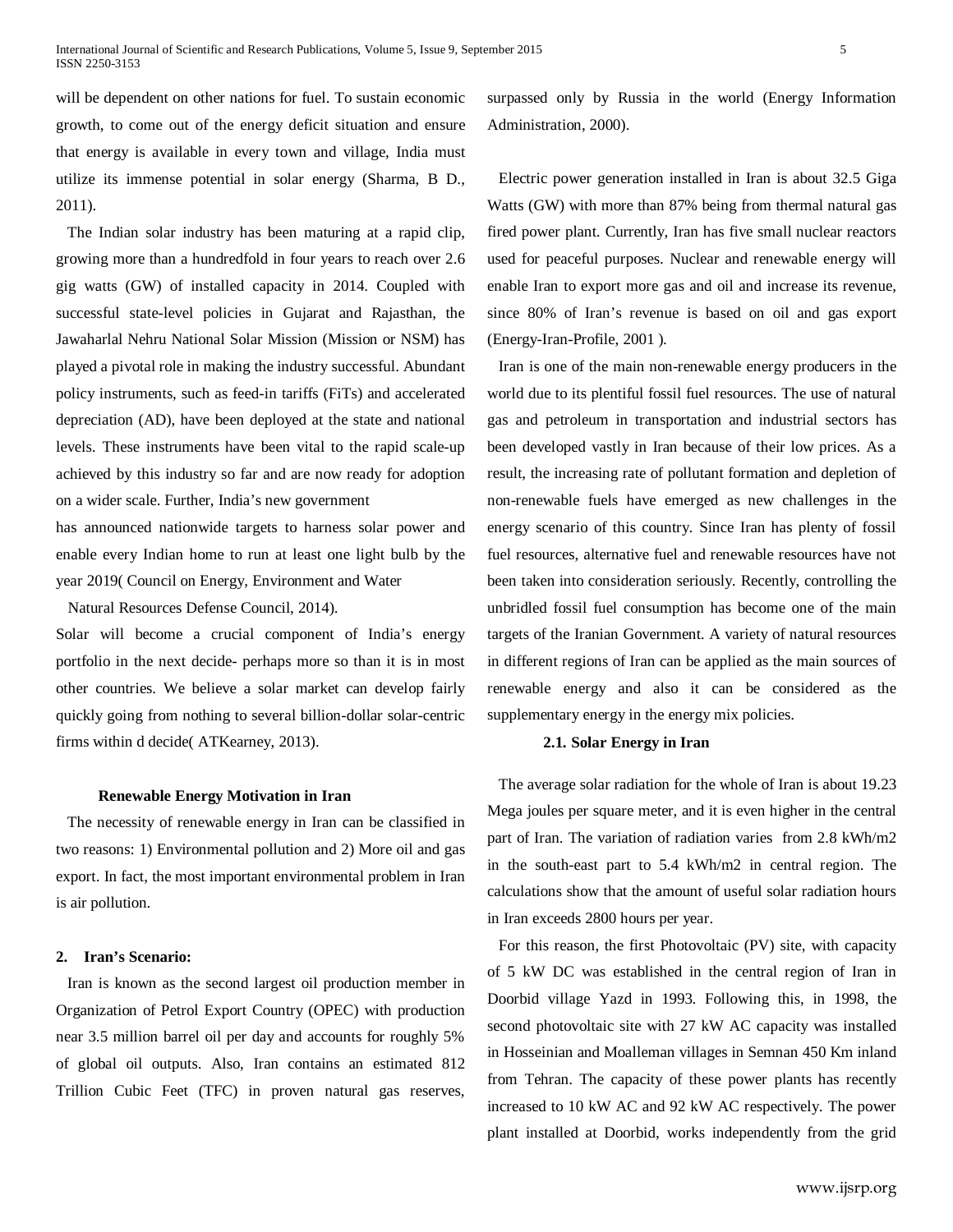will be dependent on other nations for fuel. To sustain economic growth, to come out of the energy deficit situation and ensure that energy is available in every town and village, India must utilize its immense potential in solar energy (Sharma, B D., 2011).

The Indian solar industry has been maturing at a rapid clip, growing more than a hundredfold in four years to reach over 2.6 gig watts (GW) of installed capacity in 2014. Coupled with successful state-level policies in Gujarat and Rajasthan, the Jawaharlal Nehru National Solar Mission (Mission or NSM) has played a pivotal role in making the industry successful. Abundant policy instruments, such as feed-in tariffs (FiTs) and accelerated depreciation (AD), have been deployed at the state and national levels. These instruments have been vital to the rapid scale-up achieved by this industry so far and are now ready for adoption on a wider scale. Further, India's new government has announced nationwide targets to harness solar power and enable every Indian home to run at least one light bulb by the year 2019( Council on Energy, Environment and Water Natural Resources Defense Council, 2014).

Solar will become a crucial component of India's energy portfolio in the next decide- perhaps more so than it is in most other countries. We believe a solar market can develop fairly quickly going from nothing to several billion-dollar solar-centric firms within d decide( ATKearney, 2013).

### Renewable Energy Motivation in Iran

The necessity of renewable energy in Iran can be classified in two reasons: 1) Environmental pollution and 2) More oil and gas export. In fact, the most important environmental problem in Iran is air pollution.

## 2. Iran's Scenario:

Iran is known as the second largest oil production member in Organization of Petrol Export Country (OPEC) with production near 3.5 million barrel oil per day and accounts for roughly 5% of global oil outputs. Also, Iran contains an estimated 812 Trillion Cubic Feet (TFC) in proven natural gas reserves, surpassed only by Russia in the world (Energy Information Administration, 2000).

Electric power generation installed in Iran is about 32.5 Giga Watts (GW) with more than 87% being from thermal natural gas fired power plant. Currently, Iran has five small nuclear reactors used for peaceful purposes. Nuclear and renewable energy will enable Iran to export more gas and oil and increase its revenue, since 80% of Iran's revenue is based on oil and gas export (Energy-Iran-Profile, 2001 ).

Iran is one of the main non-renewable energy producers in the world due to its plentiful fossil fuel resources. The use of natural gas and petroleum in transportation and industrial sectors has been developed vastly in Iran because of their low prices. As a result, the increasing rate of pollutant formation and depletion of non-renewable fuels have emerged as new challenges in the energy scenario of this country. Since Iran has plenty of fossil fuel resources, alternative fuel and renewable resources have not been taken into consideration seriously. Recently, controlling the unbridled fossil fuel consumption has become one of the main targets of the Iranian Government. A variety of natural resources in different regions of Iran can be applied as the main sources of renewable energy and also it can be considered as the supplementary energy in the energy mix policies.

### 2.1. Solar Energy in Iran

The average solar radiation for the whole of Iran is about 19.23 Mega joules per square meter, and it is even higher in the central part of Iran. The variation of radiation varies from 2.8 kWh/m2 in the south-east part to 5.4 kWh/m2 in central region. The calculations show that the amount of useful solar radiation hours in Iran exceeds 2800 hours per year.

For this reason, the first Photovoltaic (PV) site, with capacity of 5 kW DC was established in the central region of Iran in Doorbid village Yazd in 1993. Following this, in 1998, the second photovoltaic site with 27 kW AC capacity was installed in Hosseinian and Moalleman villages in Semnan 450 Km inland from Tehran. The capacity of these power plants has recently increased to 10 kW AC and 92 kW AC respectively. The power plant installed at Doorbid, works independently from the grid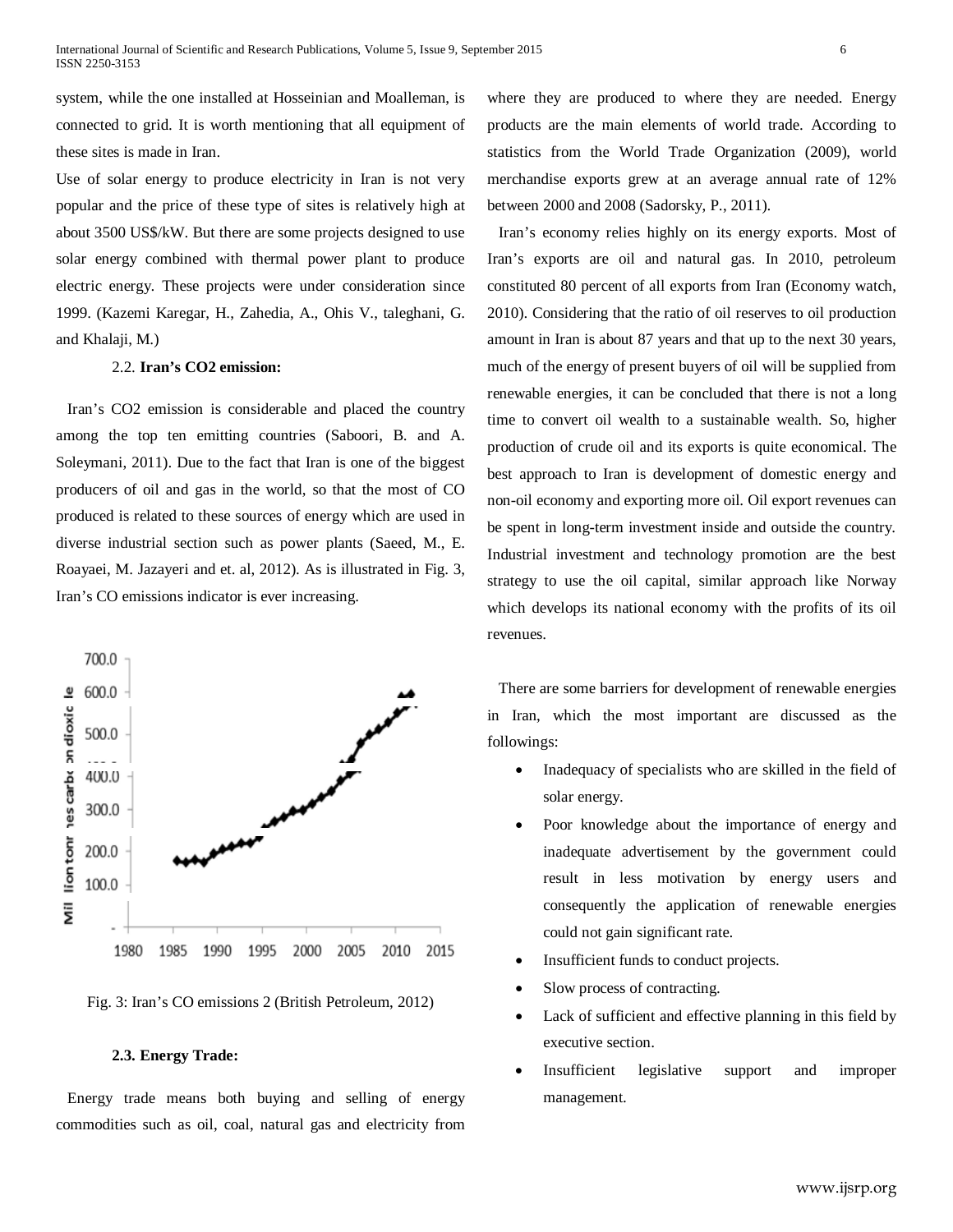system, while the one installed at Hosseinian and Moalleman, is connected to grid. It is worth mentioning that all equipment of these sites is made in Iran.

Use of solar energy to produce electricity in Iran is not very popular and the price of these type of sites is relatively high at about 3500 US$/kW. But there are some projects designed to use solar energy combined with thermal power plant to produce electric energy. These projects were under consideration since 1999. (Kazemi Karegar, H., Zahedia, A., Ohis V., taleghani, G. and Khalaji, M.)

### 2.2. Iran's CO2 emission:

Iran's CO2 emission is considerable and placed the country among the top ten emitting countries (Saboori, B. and A. Soleymani, 2011). Due to the fact that Iran is one of the biggest producers of oil and gas in the world, so that the most of CO produced is related to these sources of energy which are used in diverse industrial section such as power plants (Saeed, M., E. Roayaei, M. Jazayeri and et. al, 2012). As is illustrated in Fig. 3, Iran's CO emissions indicator is ever increasing.

Fig. 3: Iran's CO emissions 2 (British Petroleum, 2012)

### 2.3. Energy Trade:

Energy trade means both buying and selling of energy commodities such as oil, coal, natural gas and electricity from where they are produced to where they are needed. Energy products are the main elements of world trade. According to statistics from the World Trade Organization (2009), world merchandise exports grew at an average annual rate of 12% between 2000 and 2008 (Sadorsky, P., 2011).

Iran's economy relies highly on its energy exports. Most of Iran's exports are oil and natural gas. In 2010, petroleum constituted 80 percent of all exports from Iran (Economy watch, 2010). Considering that the ratio of oil reserves to oil production amount in Iran is about 87 years and that up to the next 30 years, much of the energy of present buyers of oil will be supplied from renewable energies, it can be concluded that there is not a long time to convert oil wealth to a sustainable wealth. So, higher production of crude oil and its exports is quite economical. The best approach to Iran is development of domestic energy and non-oil economy and exporting more oil. Oil export revenues can be spent in long-term investment inside and outside the country. Industrial investment and technology promotion are the best strategy to use the oil capital, similar approach like Norway which develops its national economy with the profits of its oil revenues.

There are some barriers for development of renewable energies in Iran, which the most important are discussed as the followings:

- Inadequacy of specialists who are skilled in the field of solar energy.
- Poor knowledge about the importance of energy and inadequate advertisement by the government could result in less motivation by energy users and consequently the application of renewable energies could not gain significant rate.
- Insufficient funds to conduct projects.
- Slow process of contracting.
- Lack of sufficient and effective planning in this field by executive section.
- Insufficient legislative support and improper management.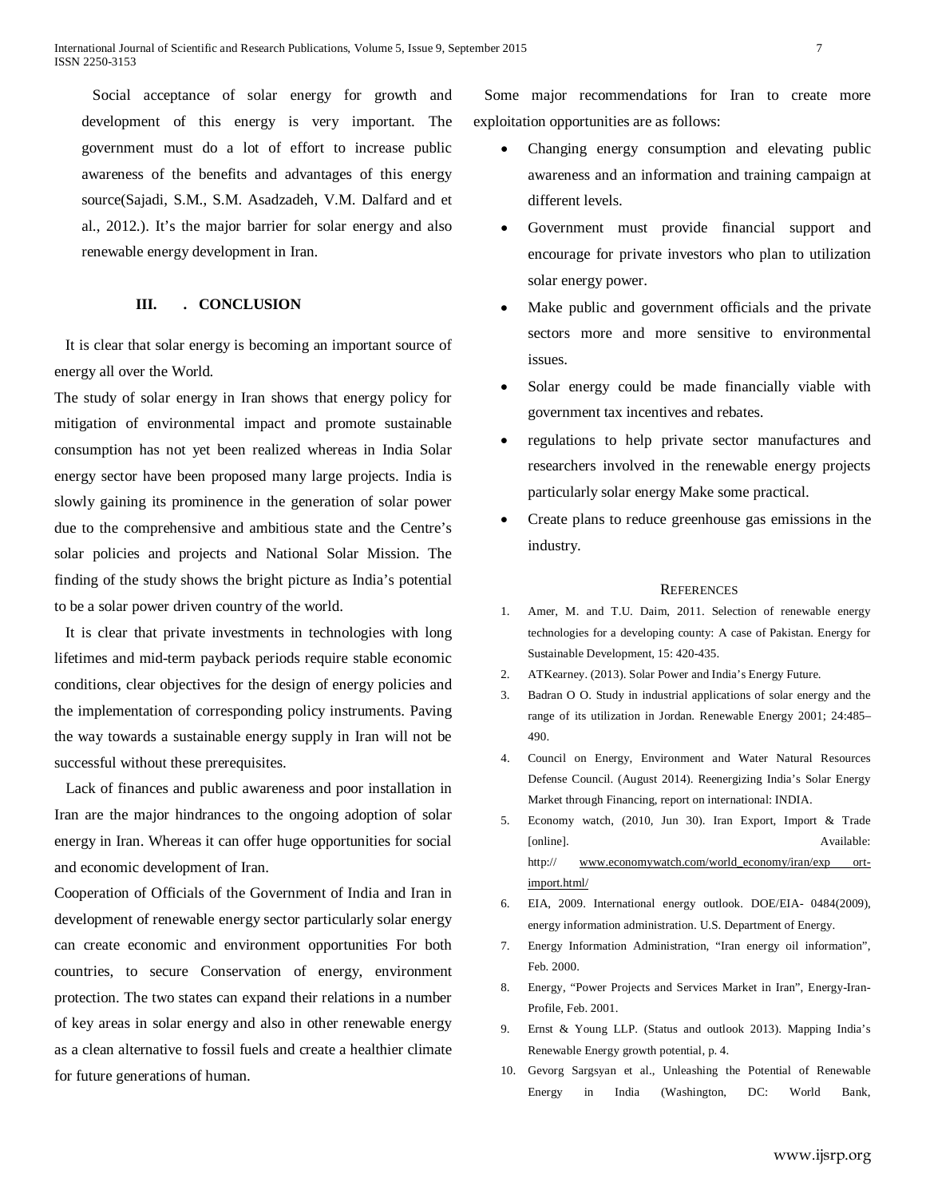Social acceptance of solar energy for growth and development of this energy is very important. The government must do a lot of effort to increase public awareness of the benefits and advantages of this energy source(Sajadi, S.M., S.M. Asadzadeh, V.M. Dalfard and et al., 2012.). It's the major barrier for solar energy and also renewable energy development in Iran.

## III. . CONCLUSION

It is clear that solar energy is becoming an important source of energy all over the World.

The study of solar energy in Iran shows that energy policy for mitigation of environmental impact and promote sustainable consumption has not yet been realized whereas in India Solar energy sector have been proposed many large projects. India is slowly gaining its prominence in the generation of solar power due to the comprehensive and ambitious state and the Centre's solar policies and projects and National Solar Mission. The finding of the study shows the bright picture as India's potential to be a solar power driven country of the world.

It is clear that private investments in technologies with long lifetimes and mid-term payback periods require stable economic conditions, clear objectives for the design of energy policies and the implementation of corresponding policy instruments. Paving the way towards a sustainable energy supply in Iran will not be successful without these prerequisites.

Lack of finances and public awareness and poor installation in Iran are the major hindrances to the ongoing adoption of solar energy in Iran. Whereas it can offer huge opportunities for social and economic development of Iran.

Cooperation of Officials of the Government of India and Iran in development of renewable energy sector particularly solar energy can create economic and environment opportunities For both countries, to secure Conservation of energy, environment protection. The two states can expand their relations in a number of key areas in solar energy and also in other renewable energy as a clean alternative to fossil fuels and create a healthier climate for future generations of human.

Some major recommendations for Iran to create more exploitation opportunities are as follows:

- Changing energy consumption and elevating public awareness and an information and training campaign at different levels.
- Government must provide financial support and encourage for private investors who plan to utilization solar energy power.
- Make public and government officials and the private sectors more and more sensitive to environmental issues.
- Solar energy could be made financially viable with government tax incentives and rebates.
- regulations to help private sector manufactures and researchers involved in the renewable energy projects particularly solar energy Make some practical.
- Create plans to reduce greenhouse gas emissions in the industry.

## REFERENCES

1. Amer, M. and T.U. Daim, 2011. Selection of renewable energy technologies for a developing county: A case of Pakistan. Energy for Sustainable Development, 15: 420-435.
2. ATKearney. (2013). Solar Power and India's Energy Future.
3. Badran O O. Study in industrial applications of solar energy and the range of its utilization in Jordan. Renewable Energy 2001; 24:485–490.
4. Council on Energy, Environment and Water Natural Resources Defense Council. (August 2014). Reenergizing India's Solar Energy Market through Financing, report on international: INDIA.
5. Economy watch, (2010, Jun 30). Iran Export, Import & Trade [online]. Available: http:// www.economywatch.com/world_economy/iran/exp ort-import.html/
6. EIA, 2009. International energy outlook. DOE/EIA- 0484(2009), energy information administration. U.S. Department of Energy.
7. Energy Information Administration, "Iran energy oil information", Feb. 2000.
8. Energy, "Power Projects and Services Market in Iran", Energy-Iran-Profile, Feb. 2001.
9. Ernst & Young LLP. (Status and outlook 2013). Mapping India's Renewable Energy growth potential, p. 4.
10. Gevorg Sargsyan et al., Unleashing the Potential of Renewable Energy in India (Washington, DC: World Bank,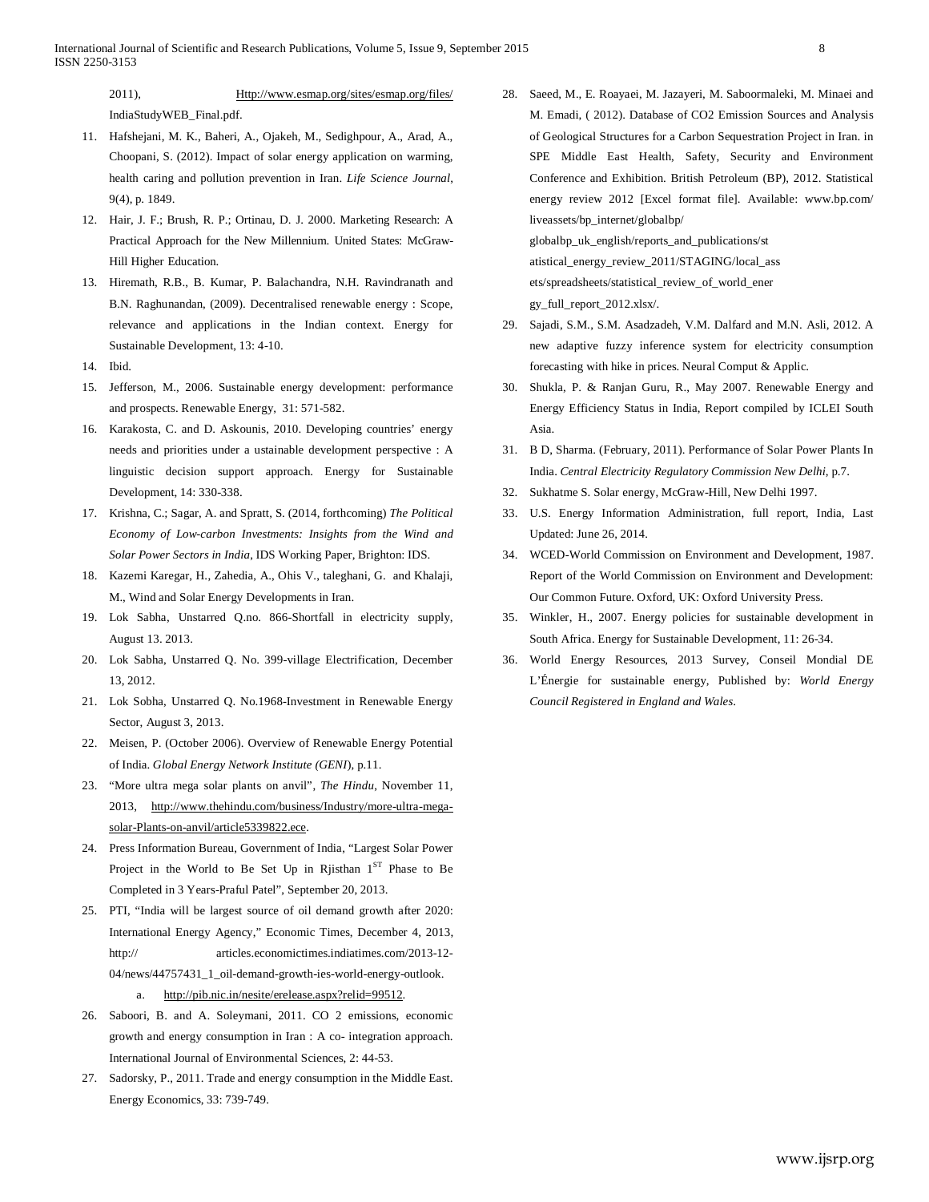2011), Http://www.esmap.org/sites/esmap.org/files/ IndiaStudyWEB_Final.pdf.

11. Hafshejani, M. K., Baheri, A., Ojakeh, M., Sedighpour, A., Arad, A., Choopani, S. (2012). Impact of solar energy application on warming, health caring and pollution prevention in Iran. *Life Science Journal*, 9(4), p. 1849.
12. Hair, J. F.; Brush, R. P.; Ortinau, D. J. 2000. Marketing Research: A Practical Approach for the New Millennium. United States: McGraw-Hill Higher Education.
13. Hiremath, R.B., B. Kumar, P. Balachandra, N.H. Ravindranath and B.N. Raghunandan, (2009). Decentralised renewable energy : Scope, relevance and applications in the Indian context. Energy for Sustainable Development, 13: 4-10.
14. Ibid.
15. Jefferson, M., 2006. Sustainable energy development: performance and prospects. Renewable Energy, 31: 571-582.
16. Karakosta, C. and D. Askounis, 2010. Developing countries' energy needs and priorities under a ustainable development perspective : A linguistic decision support approach. Energy for Sustainable Development, 14: 330-338.
17. Krishna, C.; Sagar, A. and Spratt, S. (2014, forthcoming) *The Political Economy of Low-carbon Investments: Insights from the Wind and Solar Power Sectors in India*, IDS Working Paper, Brighton: IDS.
18. Kazemi Karegar, H., Zahedia, A., Ohis V., taleghani, G. and Khalaji, M., Wind and Solar Energy Developments in Iran.
19. Lok Sabha, Unstarred Q.no. 866-Shortfall in electricity supply, August 13. 2013.
20. Lok Sabha, Unstarred Q. No. 399-village Electrification, December 13, 2012.
21. Lok Sobha, Unstarred Q. No.1968-Investment in Renewable Energy Sector, August 3, 2013.
22. Meisen, P. (October 2006). Overview of Renewable Energy Potential of India. *Global Energy Network Institute (GENI*), p.11.
23. "More ultra mega solar plants on anvil", *The Hindu*, November 11, 2013, http://www.thehindu.com/business/Industry/more-ultra-mega-solar-Plants-on-anvil/article5339822.ece.
24. Press Information Bureau, Government of India, "Largest Solar Power Project in the World to Be Set Up in Rjisthan 1[ST] Phase to Be Completed in 3 Years-Praful Patel", September 20, 2013.
25. PTI, "India will be largest source of oil demand growth after 2020: International Energy Agency," Economic Times, December 4, 2013, http:// articles.economictimes.indiatimes.com/2013-12-04/news/44757431_1_oil-demand-growth-ies-world-energy-outlook.
    a. http://pib.nic.in/nesite/erelease.aspx?relid=99512.
26. Saboori, B. and A. Soleymani, 2011. CO 2 emissions, economic growth and energy consumption in Iran : A co- integration approach. International Journal of Environmental Sciences, 2: 44-53.
27. Sadorsky, P., 2011. Trade and energy consumption in the Middle East. Energy Economics, 33: 739-749.
28. Saeed, M., E. Roayaei, M. Jazayeri, M. Saboormaleki, M. Minaei and M. Emadi, ( 2012). Database of CO2 Emission Sources and Analysis of Geological Structures for a Carbon Sequestration Project in Iran. in SPE Middle East Health, Safety, Security and Environment Conference and Exhibition. British Petroleum (BP), 2012. Statistical energy review 2012 [Excel format file]. Available: www.bp.com/ liveassets/bp_internet/globalbp/ globalbp_uk_english/reports_and_publications/st atistical_energy_review_2011/STAGING/local_ass ets/spreadsheets/statistical_review_of_world_ener gy_full_report_2012.xlsx/.
29. Sajadi, S.M., S.M. Asadzadeh, V.M. Dalfard and M.N. Asli, 2012. A new adaptive fuzzy inference system for electricity consumption forecasting with hike in prices. Neural Comput & Applic.
30. Shukla, P. & Ranjan Guru, R., May 2007. Renewable Energy and Energy Efficiency Status in India, Report compiled by ICLEI South Asia.
31. B D, Sharma. (February, 2011). Performance of Solar Power Plants In India. *Central Electricity Regulatory Commission New Delhi*, p.7.
32. Sukhatme S. Solar energy, McGraw-Hill, New Delhi 1997.
33. U.S. Energy Information Administration, full report, India, Last Updated: June 26, 2014.
34. WCED-World Commission on Environment and Development, 1987. Report of the World Commission on Environment and Development: Our Common Future. Oxford, UK: Oxford University Press.
35. Winkler, H., 2007. Energy policies for sustainable development in South Africa. Energy for Sustainable Development, 11: 26-34.
36. World Energy Resources, 2013 Survey, Conseil Mondial DE L'Énergie for sustainable energy, Published by: *World Energy Council Registered in England and Wales*.